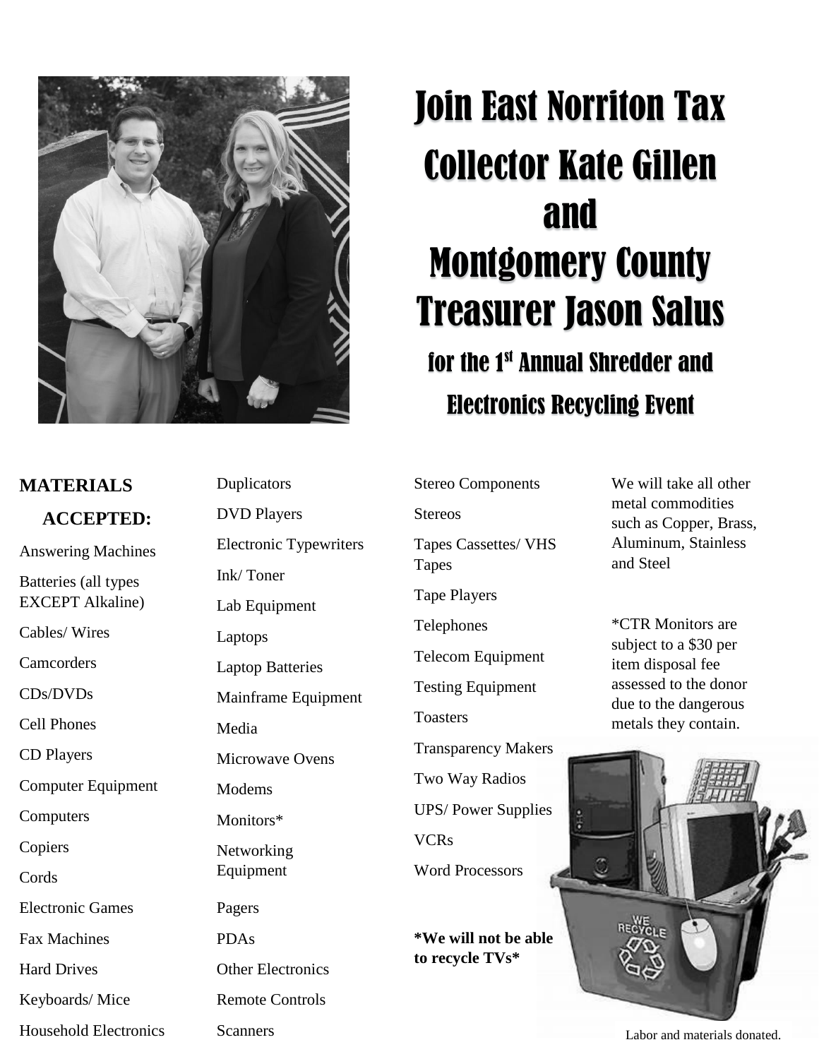# Join East Norriton Tax Collector Kate Gillen and Montgomery County Treasurer Jason Salus

## for the 1st Annual Shredder and Electronics Recycling Event

**MATERIALS ACCEPTED:**

- Answering Machines
- Batteries (all types EXCEPT Alkaline)
- Cables/ Wires
- Camcorders
- CDs/DVDs
- Cell Phones
- CD Players
- Computer Equipment
- Computers
- Copiers
- Cords
- Electronic Games
- Fax Machines
- Hard Drives
- Keyboards/ Mice
- Household Electronics
- Duplicators
- DVD Players
- Electronic Typewriters
- Ink/ Toner
- Lab Equipment
- Laptops
- Laptop Batteries
- Mainframe Equipment
- Media
- Microwave Ovens
- Modems
- Monitors*
- Networking Equipment
- Pagers
- PDAs
- Other Electronics
- Remote Controls
- Scanners
- Stereo Components
- Stereos
- Tapes Cassettes/ VHS Tapes
- Tape Players
- Telephones
- Telecom Equipment
- Testing Equipment
- Toasters
- Transparency Makers
- Two Way Radios
- UPS/ Power Supplies
- VCRs
- Word Processors

**\*We will not be able to recycle TVs\***

We will take all other metal commodities such as Copper, Brass, Aluminum, Stainless and Steel

*CTR Monitors are subject to a $30 per item disposal fee assessed to the donor due to the dangerous metals they contain.

Labor and materials donated.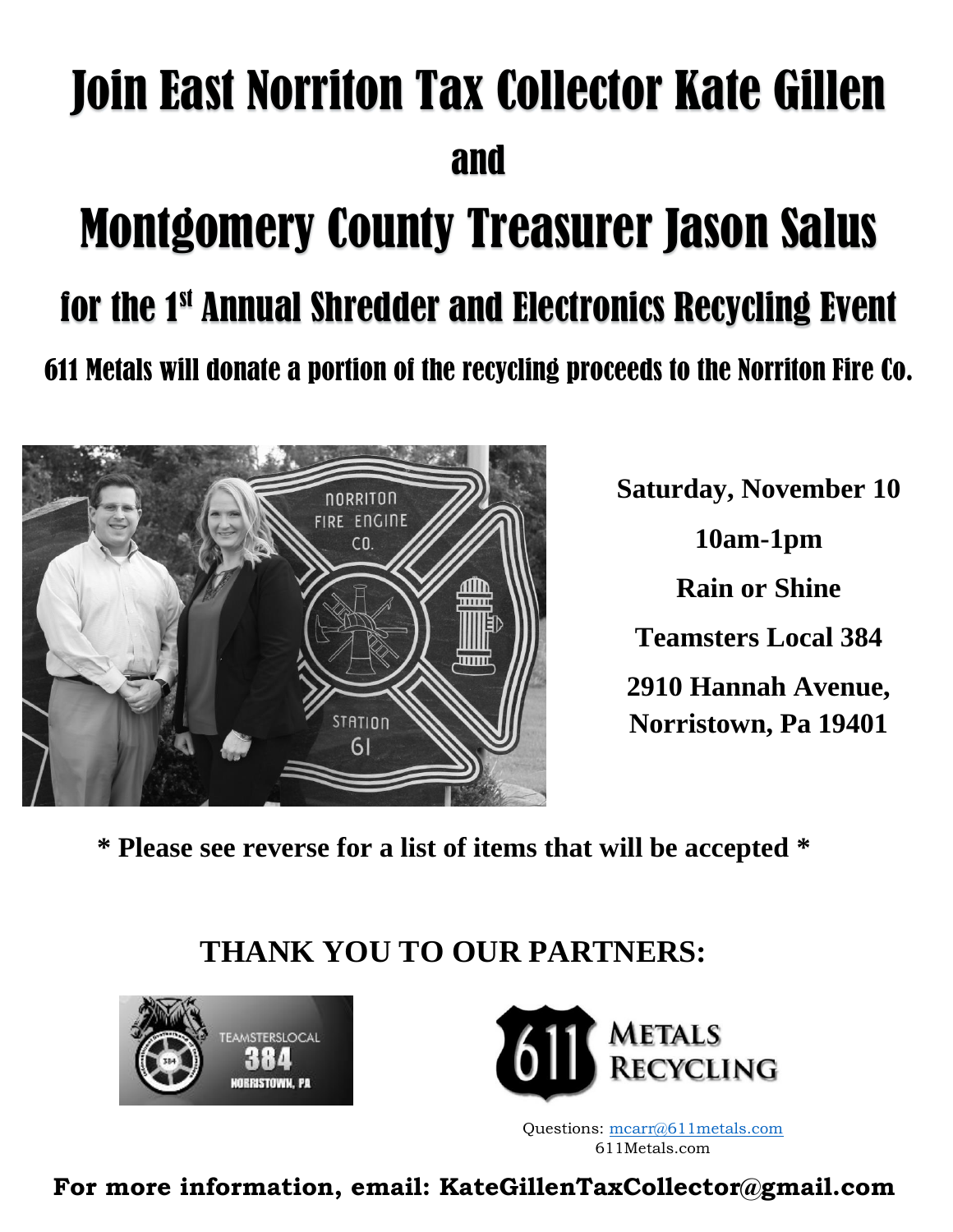# Join East Norriton Tax Collector Kate Gillen

# and

# Montgomery County Treasurer Jason Salus

## for the 1st Annual Shredder and Electronics Recycling Event

### 611 Metals will donate a portion of the recycling proceeds to the Norriton Fire Co.

**Saturday, November 10**

**10am-1pm**

**Rain or Shine**

**Teamsters Local 384**

**2910 Hannah Avenue,**
**Norristown, Pa 19401**

**\* Please see reverse for a list of items that will be accepted \***

## THANK YOU TO OUR PARTNERS:

Questions: mcarr@611metals.com
611Metals.com

**For more information, email: KateGillenTaxCollector@gmail.com**